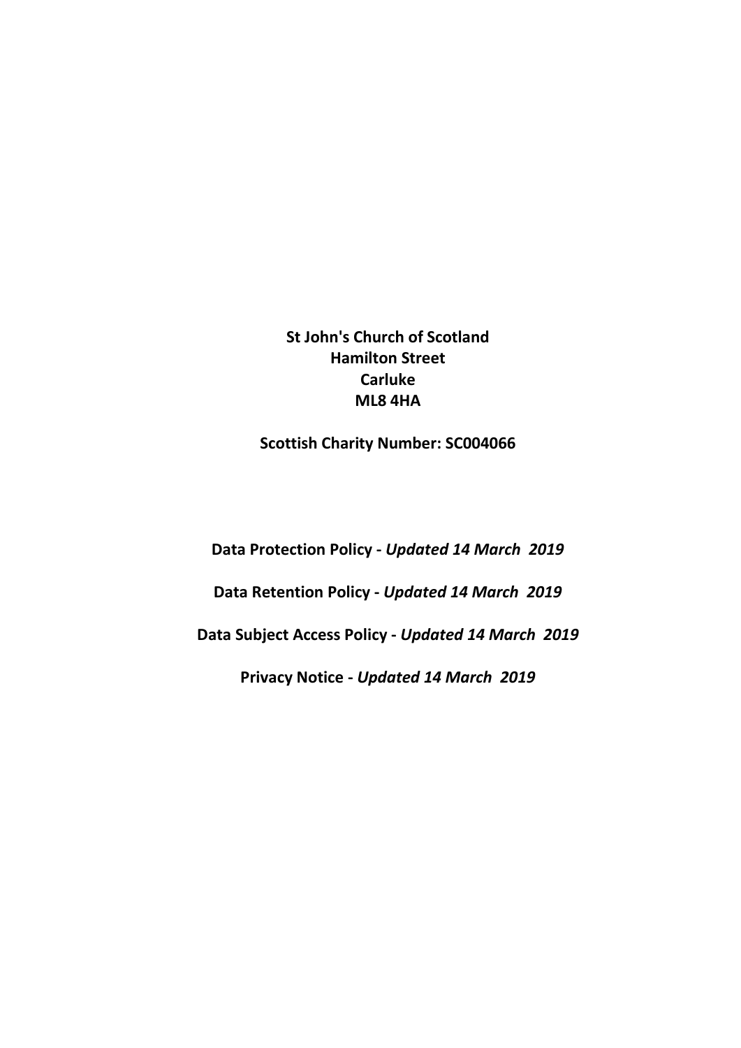**St John's Church of Scotland**
**Hamilton Street**
**Carluke**
**ML8 4HA**

**Scottish Charity Number: SC004066**

**Data Protection Policy -** ***Updated 14 March 2019***

**Data Retention Policy -** ***Updated 14 March 2019***

**Data Subject Access Policy -** ***Updated 14 March 2019***

**Privacy Notice -** ***Updated 14 March 2019***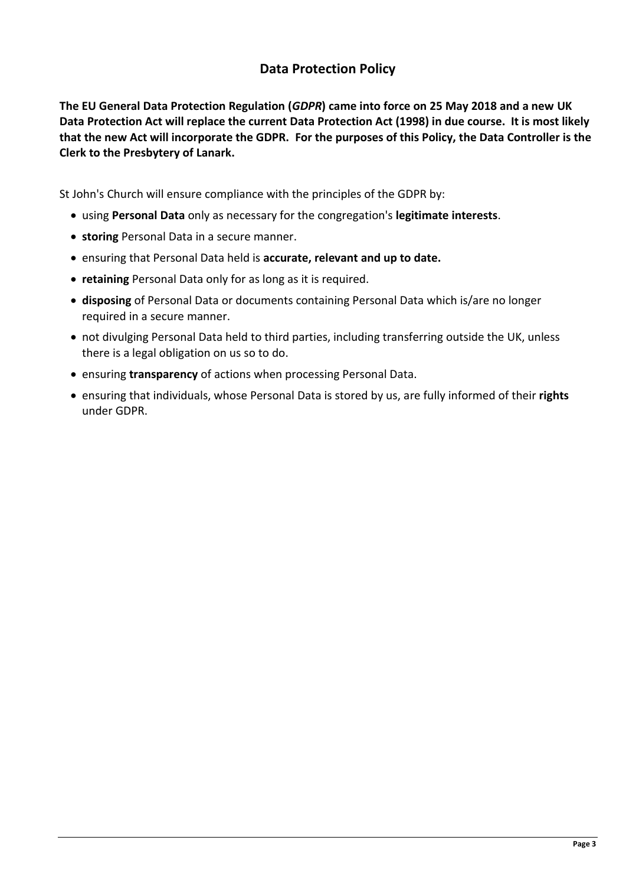## Data Protection Policy

**The EU General Data Protection Regulation (*GDPR*) came into force on 25 May 2018 and a new UK Data Protection Act will replace the current Data Protection Act (1998) in due course. It is most likely that the new Act will incorporate the GDPR. For the purposes of this Policy, the Data Controller is the Clerk to the Presbytery of Lanark.**

St John's Church will ensure compliance with the principles of the GDPR by:

- using **Personal Data** only as necessary for the congregation's **legitimate interests**.
- **storing** Personal Data in a secure manner.
- ensuring that Personal Data held is **accurate, relevant and up to date.**
- **retaining** Personal Data only for as long as it is required.
- **disposing** of Personal Data or documents containing Personal Data which is/are no longer required in a secure manner.
- not divulging Personal Data held to third parties, including transferring outside the UK, unless there is a legal obligation on us so to do.
- ensuring **transparency** of actions when processing Personal Data.
- ensuring that individuals, whose Personal Data is stored by us, are fully informed of their **rights** under GDPR.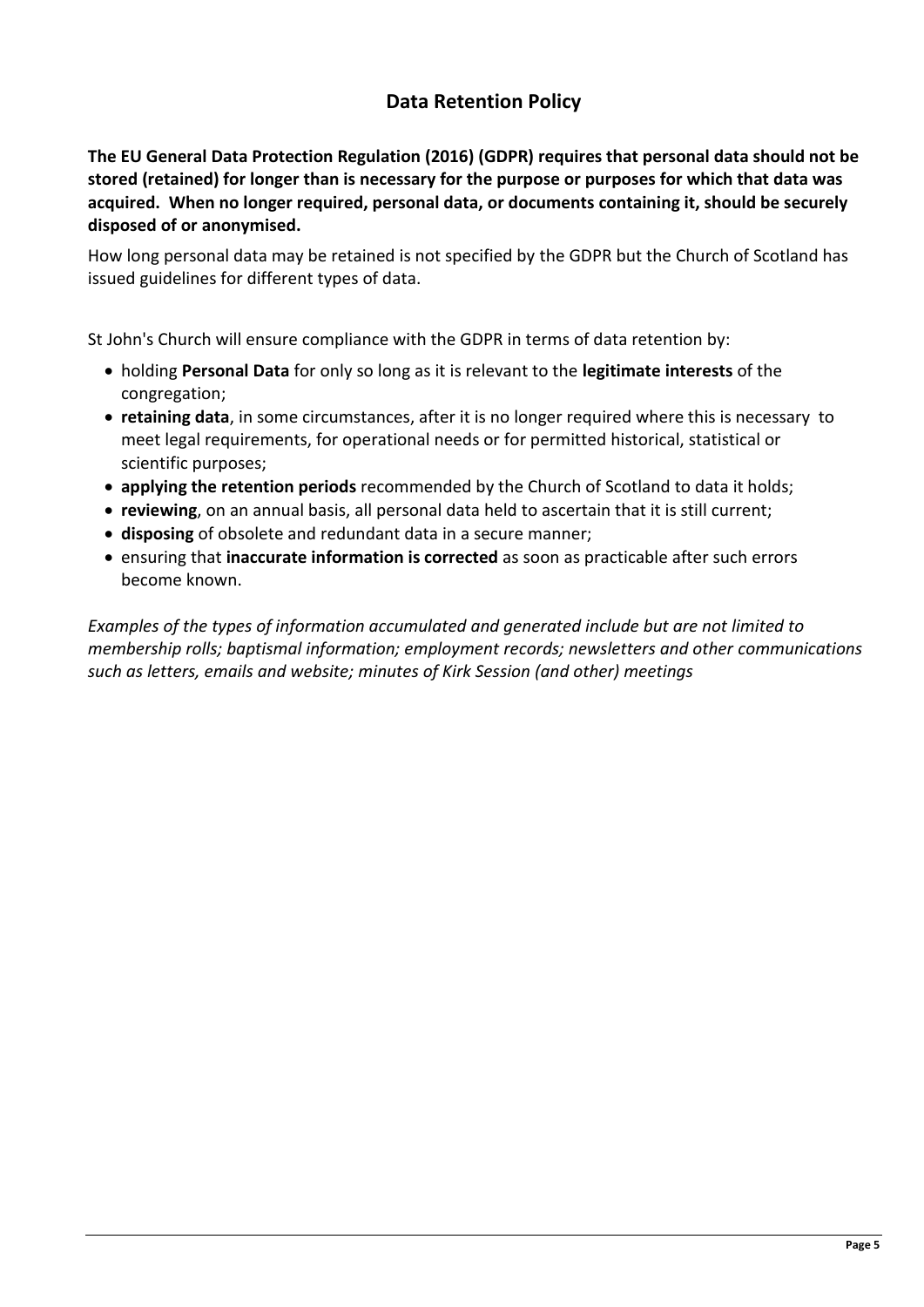## Data Retention Policy

**The EU General Data Protection Regulation (2016) (GDPR) requires that personal data should not be stored (retained) for longer than is necessary for the purpose or purposes for which that data was acquired. When no longer required, personal data, or documents containing it, should be securely disposed of or anonymised.**

How long personal data may be retained is not specified by the GDPR but the Church of Scotland has issued guidelines for different types of data.

St John's Church will ensure compliance with the GDPR in terms of data retention by:

- holding **Personal Data** for only so long as it is relevant to the **legitimate interests** of the congregation;
- **retaining data**, in some circumstances, after it is no longer required where this is necessary to meet legal requirements, for operational needs or for permitted historical, statistical or scientific purposes;
- **applying the retention periods** recommended by the Church of Scotland to data it holds;
- **reviewing**, on an annual basis, all personal data held to ascertain that it is still current;
- **disposing** of obsolete and redundant data in a secure manner;
- ensuring that **inaccurate information is corrected** as soon as practicable after such errors become known.

*Examples of the types of information accumulated and generated include but are not limited to membership rolls; baptismal information; employment records; newsletters and other communications such as letters, emails and website; minutes of Kirk Session (and other) meetings*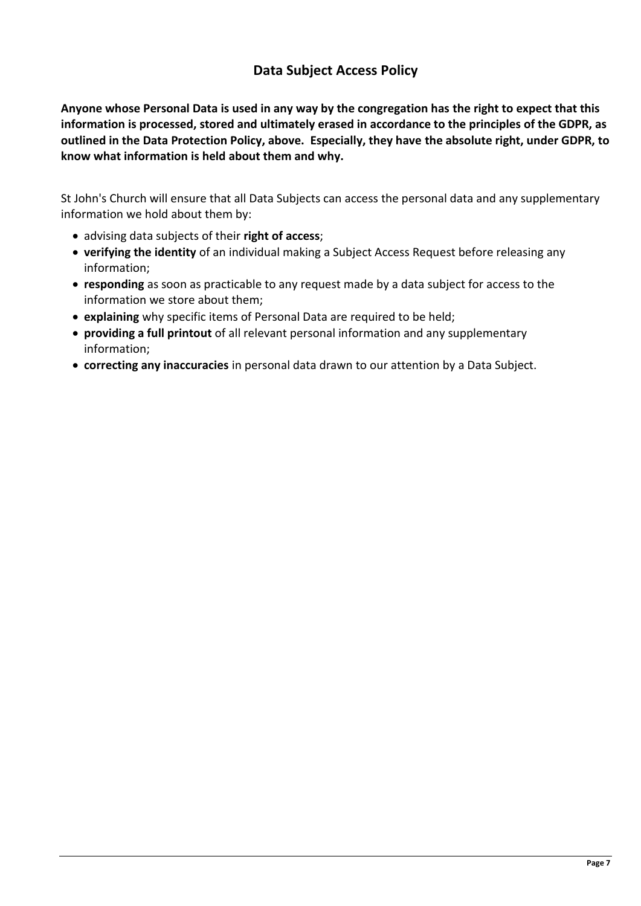## Data Subject Access Policy

**Anyone whose Personal Data is used in any way by the congregation has the right to expect that this information is processed, stored and ultimately erased in accordance to the principles of the GDPR, as outlined in the Data Protection Policy, above. Especially, they have the absolute right, under GDPR, to know what information is held about them and why.**

St John's Church will ensure that all Data Subjects can access the personal data and any supplementary information we hold about them by:

- advising data subjects of their **right of access**;
- **verifying the identity** of an individual making a Subject Access Request before releasing any information;
- **responding** as soon as practicable to any request made by a data subject for access to the information we store about them;
- **explaining** why specific items of Personal Data are required to be held;
- **providing a full printout** of all relevant personal information and any supplementary information;
- **correcting any inaccuracies** in personal data drawn to our attention by a Data Subject.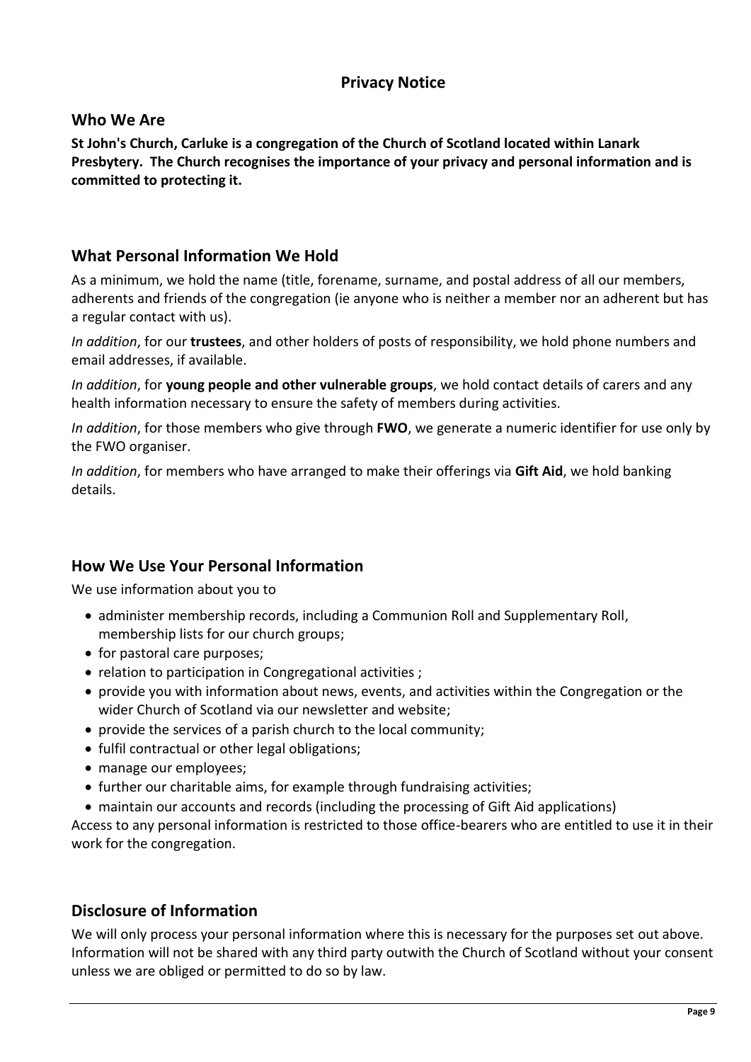# Privacy Notice

## Who We Are

**St John's Church, Carluke is a congregation of the Church of Scotland located within Lanark Presbytery. The Church recognises the importance of your privacy and personal information and is committed to protecting it.**

## What Personal Information We Hold

As a minimum, we hold the name (title, forename, surname, and postal address of all our members, adherents and friends of the congregation (ie anyone who is neither a member nor an adherent but has a regular contact with us).

*In addition*, for our **trustees**, and other holders of posts of responsibility, we hold phone numbers and email addresses, if available.

*In addition*, for **young people and other vulnerable groups**, we hold contact details of carers and any health information necessary to ensure the safety of members during activities.

*In addition*, for those members who give through **FWO**, we generate a numeric identifier for use only by the FWO organiser.

*In addition*, for members who have arranged to make their offerings via **Gift Aid**, we hold banking details.

## How We Use Your Personal Information

We use information about you to

- administer membership records, including a Communion Roll and Supplementary Roll, membership lists for our church groups;
- for pastoral care purposes;
- relation to participation in Congregational activities ;
- provide you with information about news, events, and activities within the Congregation or the wider Church of Scotland via our newsletter and website;
- provide the services of a parish church to the local community;
- fulfil contractual or other legal obligations;
- manage our employees;
- further our charitable aims, for example through fundraising activities;
- maintain our accounts and records (including the processing of Gift Aid applications)

Access to any personal information is restricted to those office-bearers who are entitled to use it in their work for the congregation.

## Disclosure of Information

We will only process your personal information where this is necessary for the purposes set out above. Information will not be shared with any third party outwith the Church of Scotland without your consent unless we are obliged or permitted to do so by law.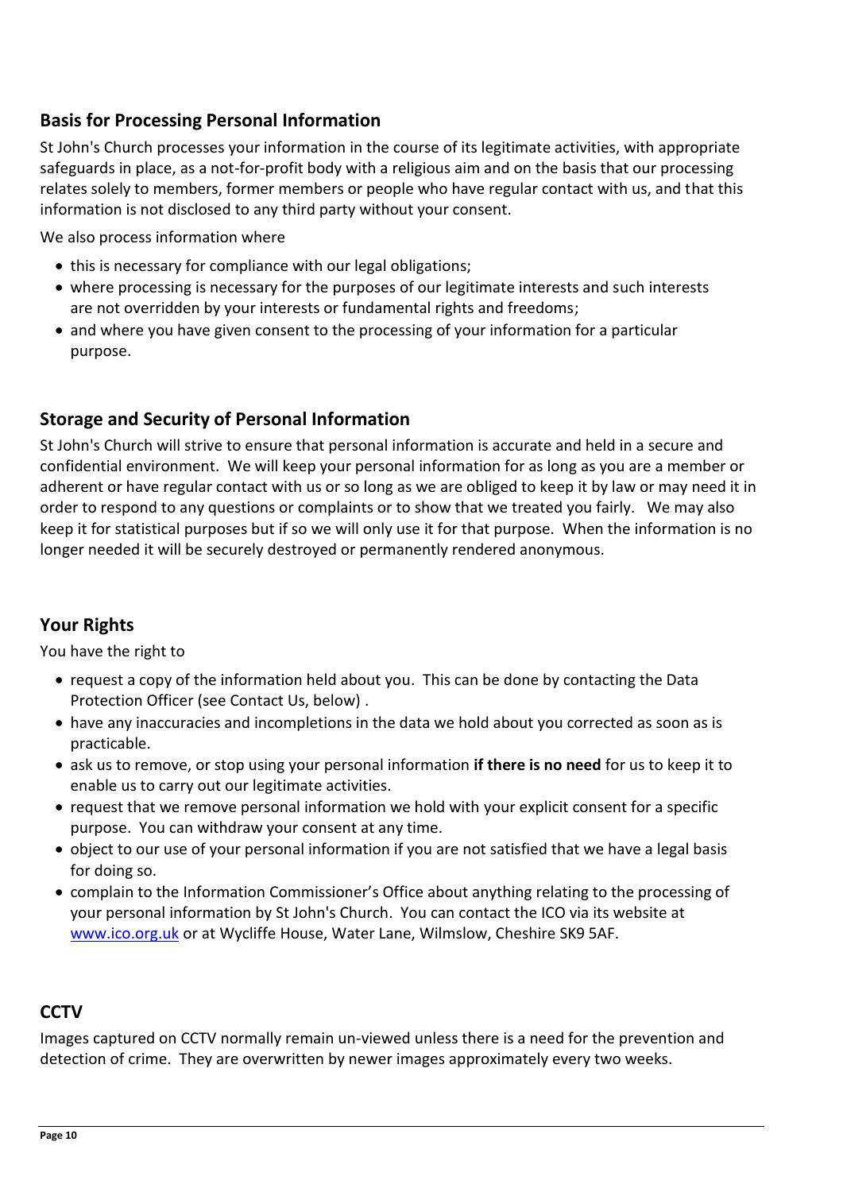## Basis for Processing Personal Information

St John's Church processes your information in the course of its legitimate activities, with appropriate safeguards in place, as a not-for-profit body with a religious aim and on the basis that our processing relates solely to members, former members or people who have regular contact with us, and that this information is not disclosed to any third party without your consent.

We also process information where

- this is necessary for compliance with our legal obligations;
- where processing is necessary for the purposes of our legitimate interests and such interests are not overridden by your interests or fundamental rights and freedoms;
- and where you have given consent to the processing of your information for a particular purpose.

## Storage and Security of Personal Information

St John's Church will strive to ensure that personal information is accurate and held in a secure and confidential environment. We will keep your personal information for as long as you are a member or adherent or have regular contact with us or so long as we are obliged to keep it by law or may need it in order to respond to any questions or complaints or to show that we treated you fairly. We may also keep it for statistical purposes but if so we will only use it for that purpose. When the information is no longer needed it will be securely destroyed or permanently rendered anonymous.

## Your Rights

You have the right to

- request a copy of the information held about you. This can be done by contacting the Data Protection Officer (see Contact Us, below) .
- have any inaccuracies and incompletions in the data we hold about you corrected as soon as is practicable.
- ask us to remove, or stop using your personal information **if there is no need** for us to keep it to enable us to carry out our legitimate activities.
- request that we remove personal information we hold with your explicit consent for a specific purpose. You can withdraw your consent at any time.
- object to our use of your personal information if you are not satisfied that we have a legal basis for doing so.
- complain to the Information Commissioner's Office about anything relating to the processing of your personal information by St John's Church. You can contact the ICO via its website at [www.ico.org.uk](http://www.ico.org.uk) or at Wycliffe House, Water Lane, Wilmslow, Cheshire SK9 5AF.

## CCTV

Images captured on CCTV normally remain un-viewed unless there is a need for the prevention and detection of crime. They are overwritten by newer images approximately every two weeks.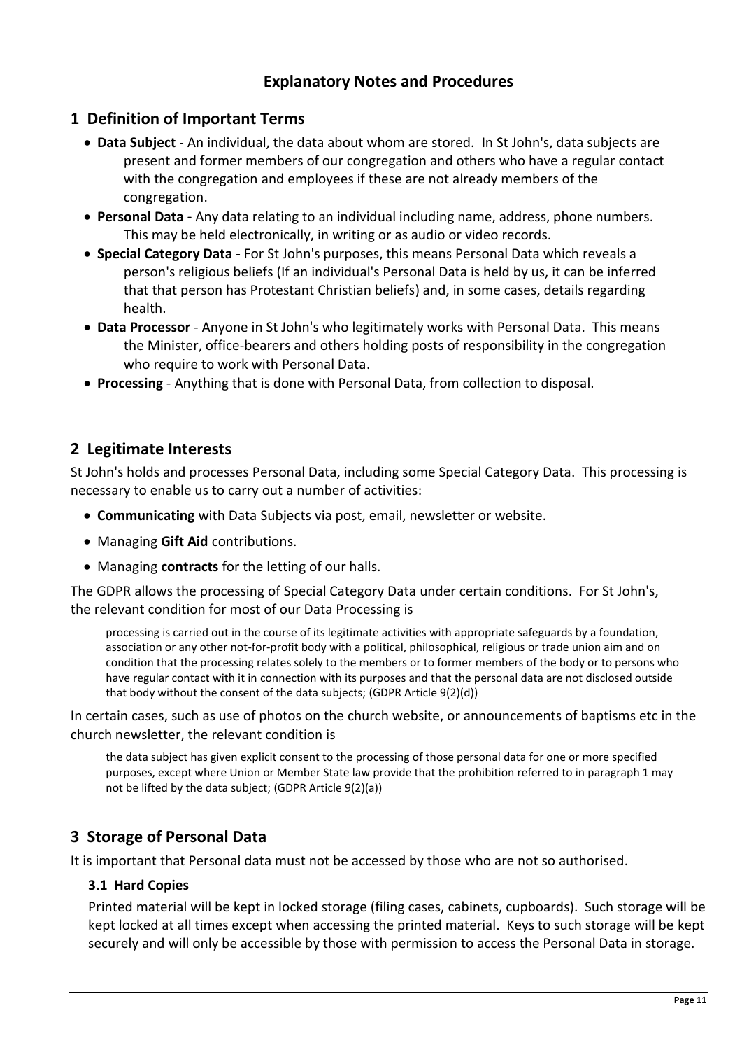# Explanatory Notes and Procedures

## 1 Definition of Important Terms

- **Data Subject** - An individual, the data about whom are stored. In St John's, data subjects are present and former members of our congregation and others who have a regular contact with the congregation and employees if these are not already members of the congregation.
- **Personal Data -** Any data relating to an individual including name, address, phone numbers. This may be held electronically, in writing or as audio or video records.
- **Special Category Data** - For St John's purposes, this means Personal Data which reveals a person's religious beliefs (If an individual's Personal Data is held by us, it can be inferred that that person has Protestant Christian beliefs) and, in some cases, details regarding health.
- **Data Processor** - Anyone in St John's who legitimately works with Personal Data. This means the Minister, office-bearers and others holding posts of responsibility in the congregation who require to work with Personal Data.
- **Processing** - Anything that is done with Personal Data, from collection to disposal.

## 2 Legitimate Interests

St John's holds and processes Personal Data, including some Special Category Data. This processing is necessary to enable us to carry out a number of activities:

- **Communicating** with Data Subjects via post, email, newsletter or website.
- Managing **Gift Aid** contributions.
- Managing **contracts** for the letting of our halls.

The GDPR allows the processing of Special Category Data under certain conditions. For St John's, the relevant condition for most of our Data Processing is

> processing is carried out in the course of its legitimate activities with appropriate safeguards by a foundation, association or any other not-for-profit body with a political, philosophical, religious or trade union aim and on condition that the processing relates solely to the members or to former members of the body or to persons who have regular contact with it in connection with its purposes and that the personal data are not disclosed outside that body without the consent of the data subjects; (GDPR Article 9(2)(d))

In certain cases, such as use of photos on the church website, or announcements of baptisms etc in the church newsletter, the relevant condition is

> the data subject has given explicit consent to the processing of those personal data for one or more specified purposes, except where Union or Member State law provide that the prohibition referred to in paragraph 1 may not be lifted by the data subject; (GDPR Article 9(2)(a))

## 3 Storage of Personal Data

It is important that Personal data must not be accessed by those who are not so authorised.

### 3.1 Hard Copies

Printed material will be kept in locked storage (filing cases, cabinets, cupboards). Such storage will be kept locked at all times except when accessing the printed material. Keys to such storage will be kept securely and will only be accessible by those with permission to access the Personal Data in storage.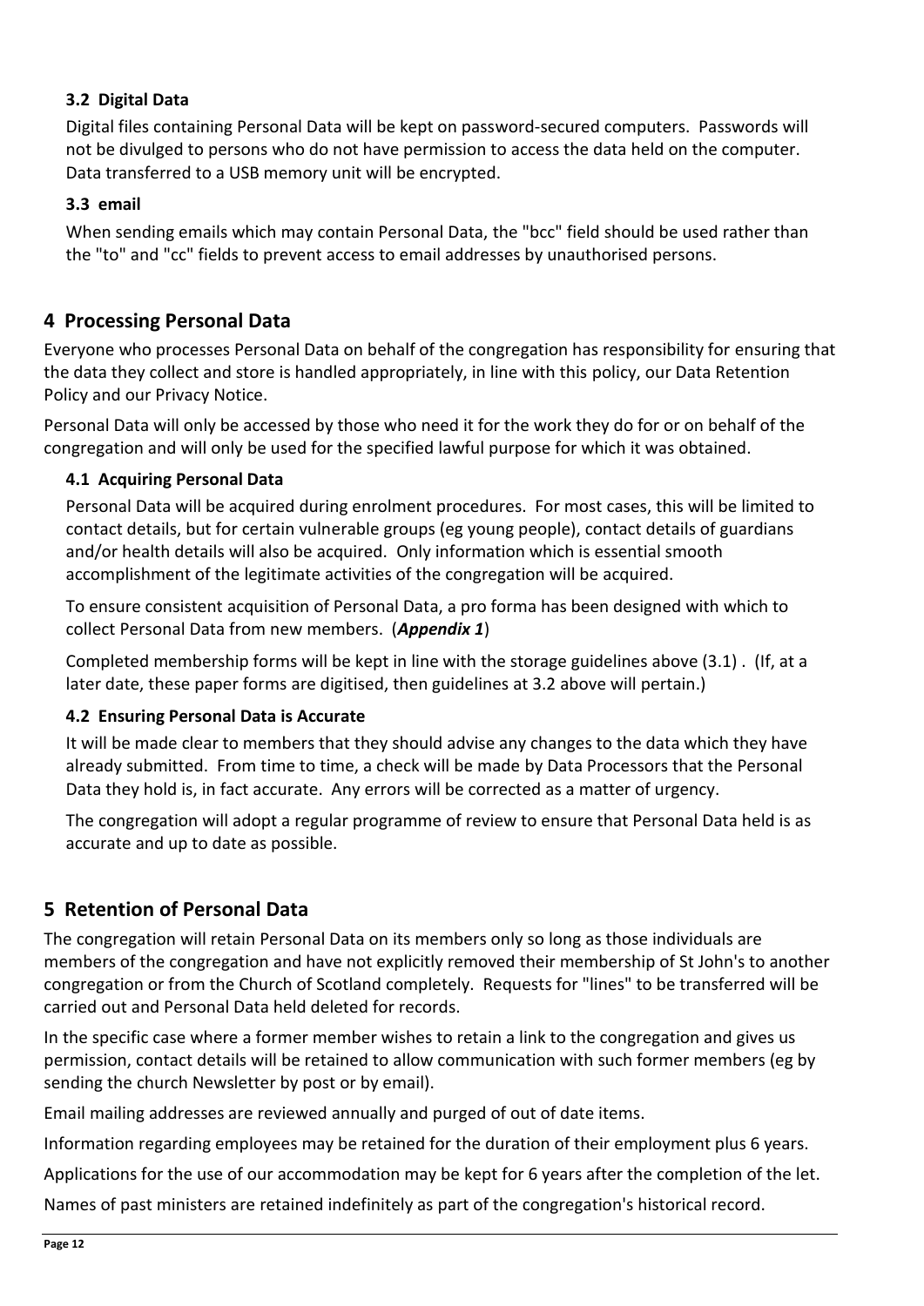### 3.2 Digital Data

Digital files containing Personal Data will be kept on password-secured computers. Passwords will not be divulged to persons who do not have permission to access the data held on the computer. Data transferred to a USB memory unit will be encrypted.

### 3.3 email

When sending emails which may contain Personal Data, the "bcc" field should be used rather than the "to" and "cc" fields to prevent access to email addresses by unauthorised persons.

## 4 Processing Personal Data

Everyone who processes Personal Data on behalf of the congregation has responsibility for ensuring that the data they collect and store is handled appropriately, in line with this policy, our Data Retention Policy and our Privacy Notice.

Personal Data will only be accessed by those who need it for the work they do for or on behalf of the congregation and will only be used for the specified lawful purpose for which it was obtained.

### 4.1 Acquiring Personal Data

Personal Data will be acquired during enrolment procedures. For most cases, this will be limited to contact details, but for certain vulnerable groups (eg young people), contact details of guardians and/or health details will also be acquired. Only information which is essential smooth accomplishment of the legitimate activities of the congregation will be acquired.

To ensure consistent acquisition of Personal Data, a pro forma has been designed with which to collect Personal Data from new members. (***Appendix 1***)

Completed membership forms will be kept in line with the storage guidelines above (3.1) . (If, at a later date, these paper forms are digitised, then guidelines at 3.2 above will pertain.)

### 4.2 Ensuring Personal Data is Accurate

It will be made clear to members that they should advise any changes to the data which they have already submitted. From time to time, a check will be made by Data Processors that the Personal Data they hold is, in fact accurate. Any errors will be corrected as a matter of urgency.

The congregation will adopt a regular programme of review to ensure that Personal Data held is as accurate and up to date as possible.

## 5 Retention of Personal Data

The congregation will retain Personal Data on its members only so long as those individuals are members of the congregation and have not explicitly removed their membership of St John's to another congregation or from the Church of Scotland completely. Requests for "lines" to be transferred will be carried out and Personal Data held deleted for records.

In the specific case where a former member wishes to retain a link to the congregation and gives us permission, contact details will be retained to allow communication with such former members (eg by sending the church Newsletter by post or by email).

Email mailing addresses are reviewed annually and purged of out of date items.

Information regarding employees may be retained for the duration of their employment plus 6 years.

Applications for the use of our accommodation may be kept for 6 years after the completion of the let.

Names of past ministers are retained indefinitely as part of the congregation's historical record.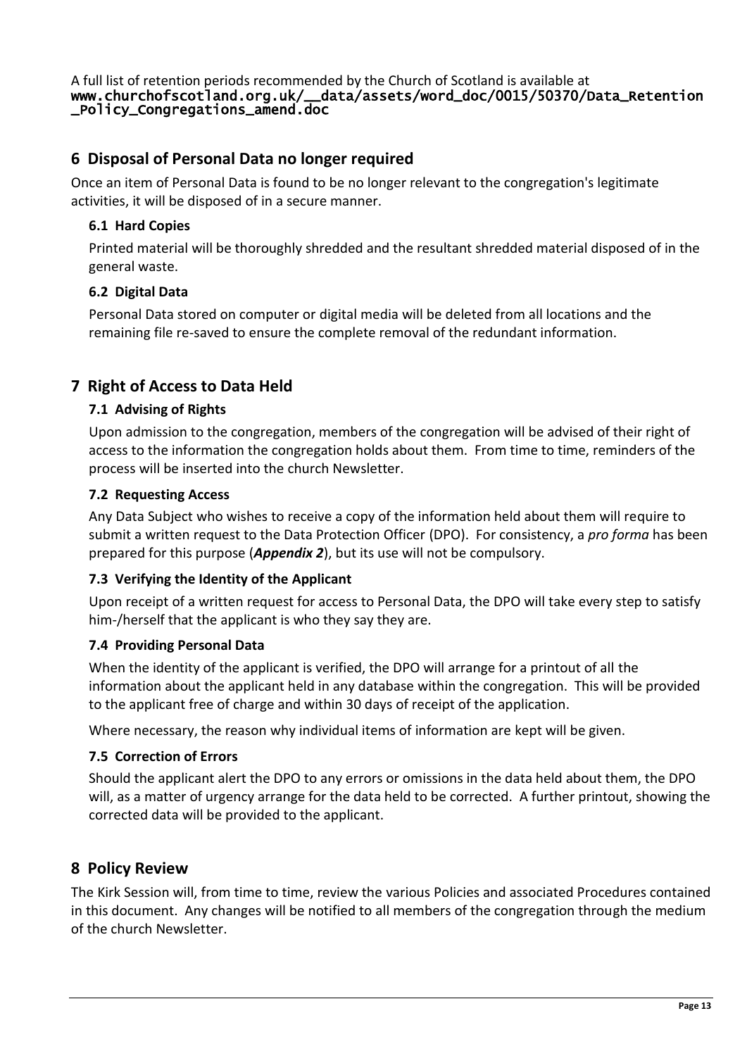A full list of retention periods recommended by the Church of Scotland is available at www.churchofscotland.org.uk/__data/assets/word_doc/0015/50370/Data_Retention_Policy_Congregations_amend.doc

## 6 Disposal of Personal Data no longer required

Once an item of Personal Data is found to be no longer relevant to the congregation's legitimate activities, it will be disposed of in a secure manner.

### 6.1 Hard Copies

Printed material will be thoroughly shredded and the resultant shredded material disposed of in the general waste.

### 6.2 Digital Data

Personal Data stored on computer or digital media will be deleted from all locations and the remaining file re-saved to ensure the complete removal of the redundant information.

## 7 Right of Access to Data Held

### 7.1 Advising of Rights

Upon admission to the congregation, members of the congregation will be advised of their right of access to the information the congregation holds about them. From time to time, reminders of the process will be inserted into the church Newsletter.

### 7.2 Requesting Access

Any Data Subject who wishes to receive a copy of the information held about them will require to submit a written request to the Data Protection Officer (DPO). For consistency, a *pro forma* has been prepared for this purpose (***Appendix 2***), but its use will not be compulsory.

### 7.3 Verifying the Identity of the Applicant

Upon receipt of a written request for access to Personal Data, the DPO will take every step to satisfy him-/herself that the applicant is who they say they are.

### 7.4 Providing Personal Data

When the identity of the applicant is verified, the DPO will arrange for a printout of all the information about the applicant held in any database within the congregation. This will be provided to the applicant free of charge and within 30 days of receipt of the application.

Where necessary, the reason why individual items of information are kept will be given.

### 7.5 Correction of Errors

Should the applicant alert the DPO to any errors or omissions in the data held about them, the DPO will, as a matter of urgency arrange for the data held to be corrected. A further printout, showing the corrected data will be provided to the applicant.

## 8 Policy Review

The Kirk Session will, from time to time, review the various Policies and associated Procedures contained in this document. Any changes will be notified to all members of the congregation through the medium of the church Newsletter.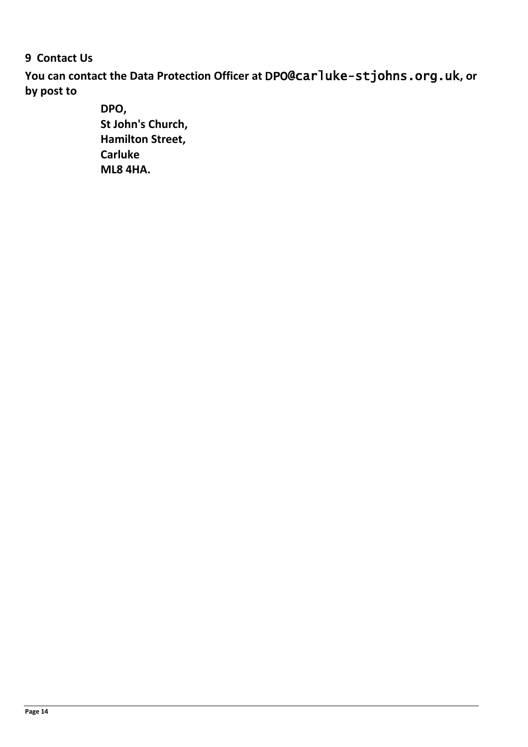## 9 Contact Us

**You can contact the Data Protection Officer at DPO@carluke-stjohns.org.uk, or by post to**

**DPO,**
**St John's Church,**
**Hamilton Street,**
**Carluke**
**ML8 4HA.**